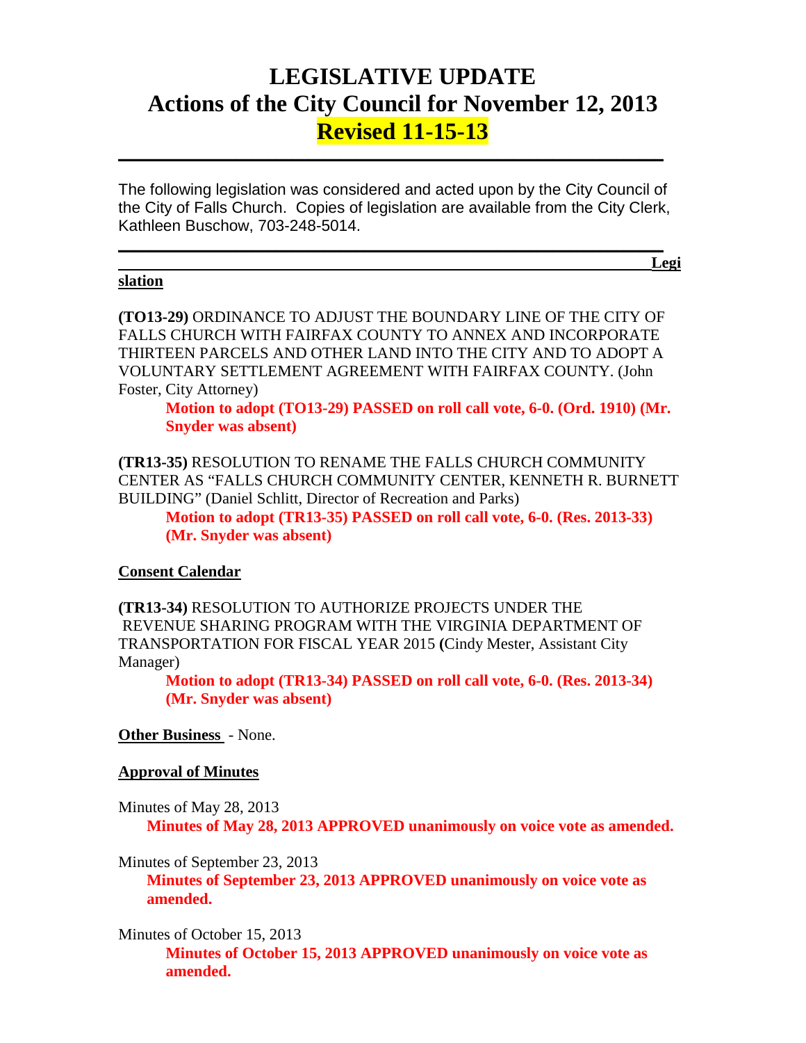# LEGISLATIVE UPDATE
# Actions of the City Council for November 12, 2013
# Revised 11-15-13

---

The following legislation was considered and acted upon by the City Council of the City of Falls Church. Copies of legislation are available from the City Clerk, Kathleen Buschow, 703-248-5014.

---

**Legislation**

**(TO13-29)** ORDINANCE TO ADJUST THE BOUNDARY LINE OF THE CITY OF FALLS CHURCH WITH FAIRFAX COUNTY TO ANNEX AND INCORPORATE THIRTEEN PARCELS AND OTHER LAND INTO THE CITY AND TO ADOPT A VOLUNTARY SETTLEMENT AGREEMENT WITH FAIRFAX COUNTY. (John Foster, City Attorney)

> **Motion to adopt (TO13-29) PASSED on roll call vote, 6-0. (Ord. 1910) (Mr. Snyder was absent)**

**(TR13-35)** RESOLUTION TO RENAME THE FALLS CHURCH COMMUNITY CENTER AS "FALLS CHURCH COMMUNITY CENTER, KENNETH R. BURNETT BUILDING" (Daniel Schlitt, Director of Recreation and Parks)

> **Motion to adopt (TR13-35) PASSED on roll call vote, 6-0. (Res. 2013-33) (Mr. Snyder was absent)**

**Consent Calendar**

**(TR13-34)** RESOLUTION TO AUTHORIZE PROJECTS UNDER THE REVENUE SHARING PROGRAM WITH THE VIRGINIA DEPARTMENT OF TRANSPORTATION FOR FISCAL YEAR 2015 **(**Cindy Mester, Assistant City Manager)

> **Motion to adopt (TR13-34) PASSED on roll call vote, 6-0. (Res. 2013-34) (Mr. Snyder was absent)**

**Other Business** - None.

**Approval of Minutes**

Minutes of May 28, 2013

> **Minutes of May 28, 2013 APPROVED unanimously on voice vote as amended.**

Minutes of September 23, 2013

> **Minutes of September 23, 2013 APPROVED unanimously on voice vote as amended.**

Minutes of October 15, 2013

> **Minutes of October 15, 2013 APPROVED unanimously on voice vote as amended.**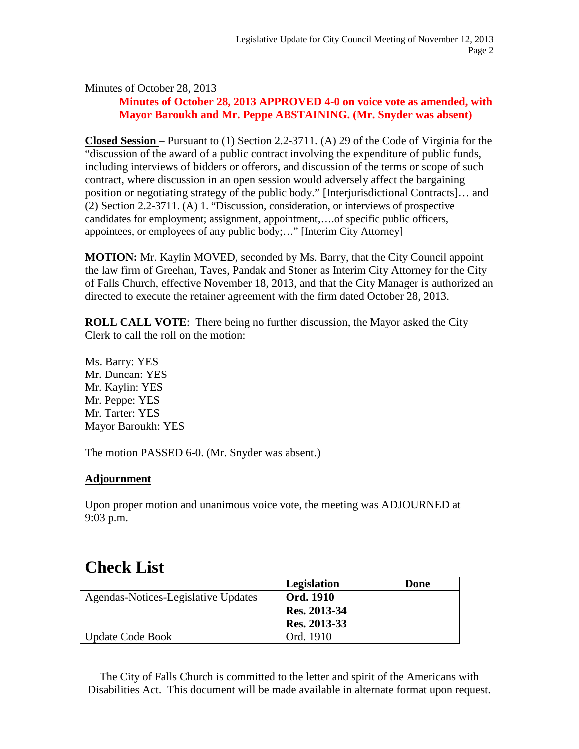Minutes of October 28, 2013

**Minutes of October 28, 2013 APPROVED 4-0 on voice vote as amended, with Mayor Baroukh and Mr. Peppe ABSTAINING. (Mr. Snyder was absent)**

**Closed Session** – Pursuant to (1) Section 2.2-3711. (A) 29 of the Code of Virginia for the "discussion of the award of a public contract involving the expenditure of public funds, including interviews of bidders or offerors, and discussion of the terms or scope of such contract, where discussion in an open session would adversely affect the bargaining position or negotiating strategy of the public body." [Interjurisdictional Contracts]… and (2) Section 2.2-3711. (A) 1. "Discussion, consideration, or interviews of prospective candidates for employment; assignment, appointment,….of specific public officers, appointees, or employees of any public body;…" [Interim City Attorney]

**MOTION:** Mr. Kaylin MOVED, seconded by Ms. Barry, that the City Council appoint the law firm of Greehan, Taves, Pandak and Stoner as Interim City Attorney for the City of Falls Church, effective November 18, 2013, and that the City Manager is authorized an directed to execute the retainer agreement with the firm dated October 28, 2013.

**ROLL CALL VOTE**: There being no further discussion, the Mayor asked the City Clerk to call the roll on the motion:

Ms. Barry: YES
Mr. Duncan: YES
Mr. Kaylin: YES
Mr. Peppe: YES
Mr. Tarter: YES
Mayor Baroukh: YES

The motion PASSED 6-0. (Mr. Snyder was absent.)

**Adjournment**

Upon proper motion and unanimous voice vote, the meeting was ADJOURNED at 9:03 p.m.

# Check List

| | **Legislation** | **Done** |
|---|---|---|
| Agendas-Notices-Legislative Updates | **Ord. 1910**<br>**Res. 2013-34**<br>**Res. 2013-33** | |
| Update Code Book | Ord. 1910 | |

The City of Falls Church is committed to the letter and spirit of the Americans with Disabilities Act. This document will be made available in alternate format upon request.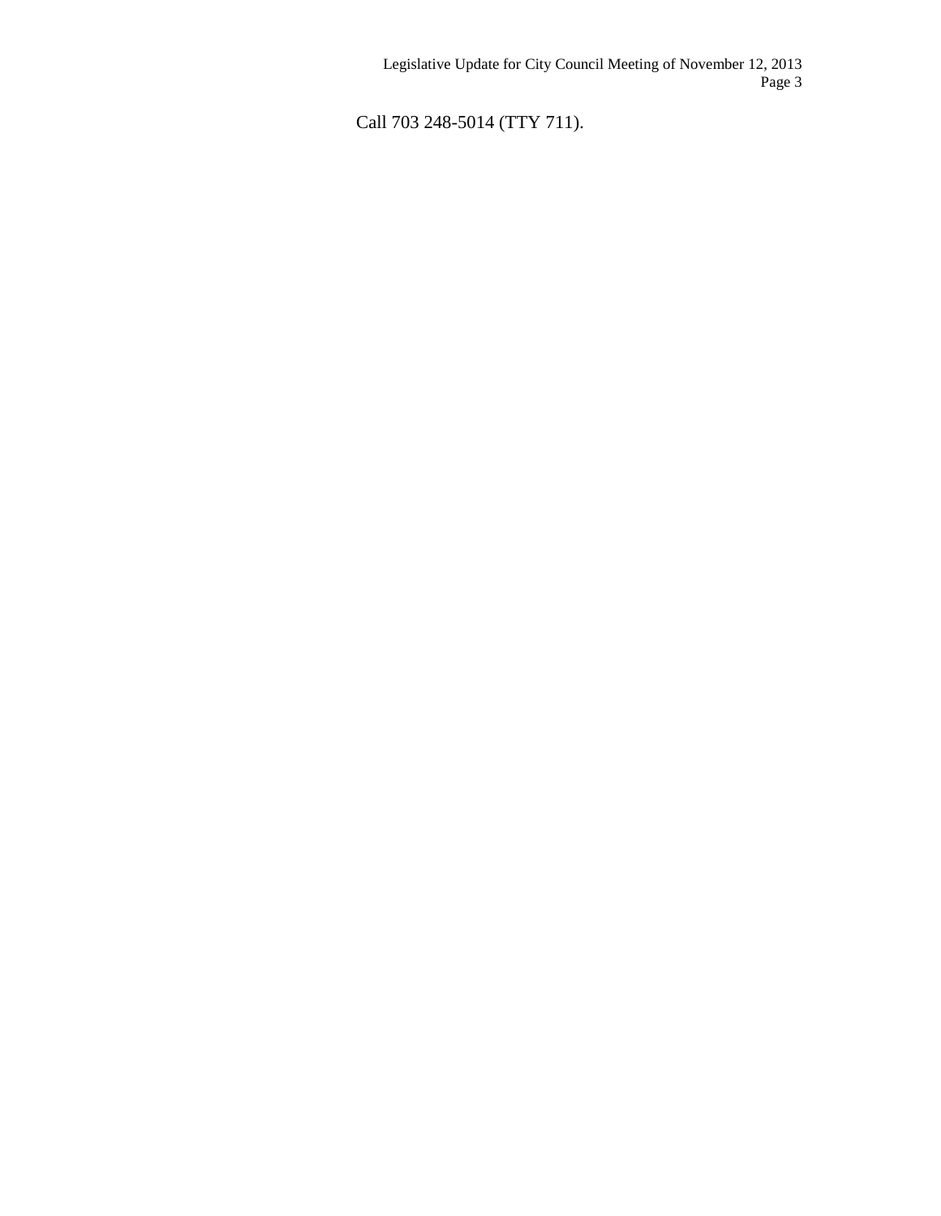Call 703 248-5014 (TTY 711).